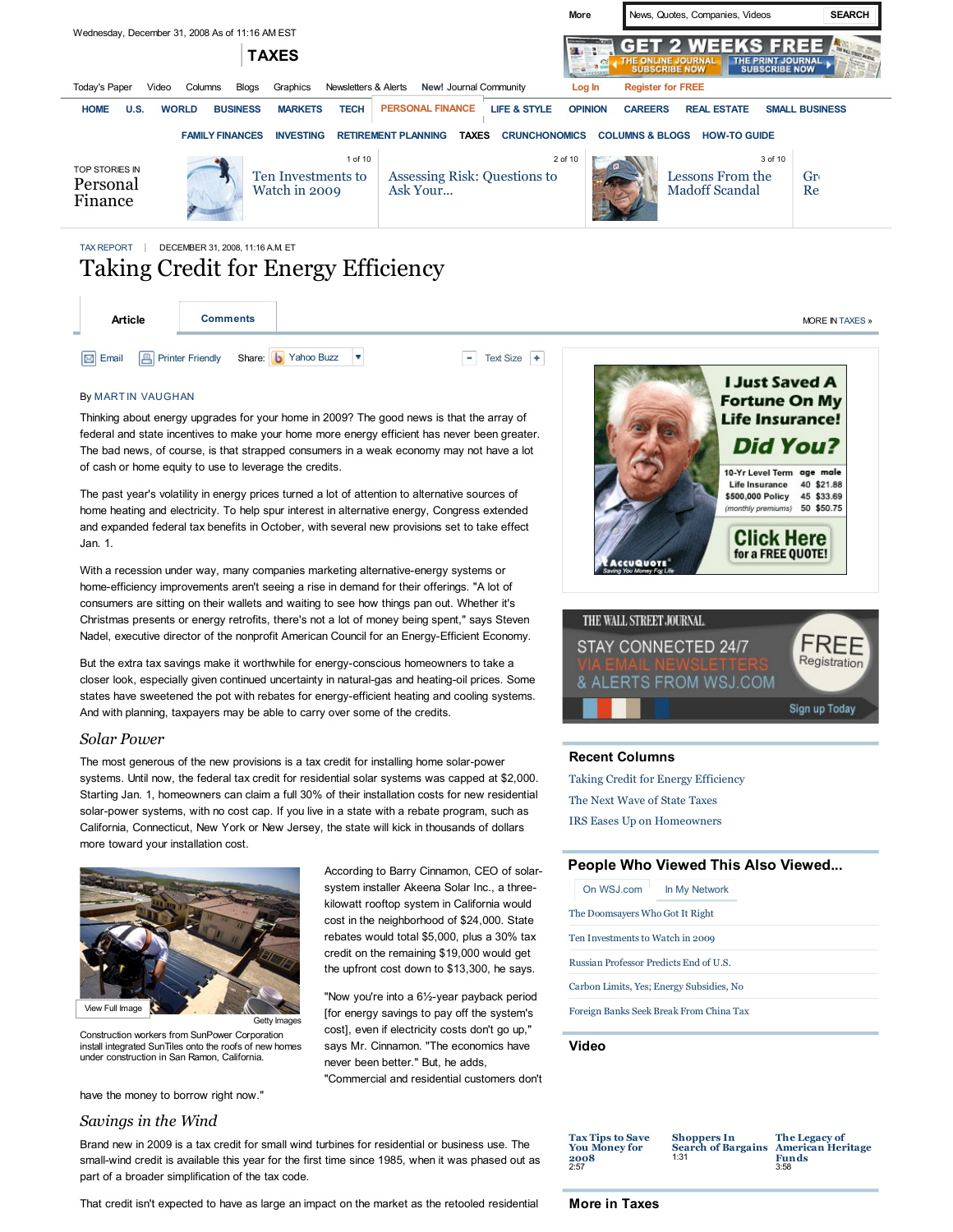TAX REPORT | DECEMBER 31, 2008, 11:16 A.M. ET

# Taking Credit for Energy Efficiency

By MARTIN VAUGHAN

Thinking about energy upgrades for your home in 2009? The good news is that the array of federal and state incentives to make your home more energy efficient has never been greater. The bad news, of course, is that strapped consumers in a weak economy may not have a lot of cash or home equity to use to leverage the credits.

The past year's volatility in energy prices turned a lot of attention to alternative sources of home heating and electricity. To help spur interest in alternative energy, Congress extended and expanded federal tax benefits in October, with several new provisions set to take effect Jan. 1.

With a recession under way, many companies marketing alternative-energy systems or home-efficiency improvements aren't seeing a rise in demand for their offerings. "A lot of consumers are sitting on their wallets and waiting to see how things pan out. Whether it's Christmas presents or energy retrofits, there's not a lot of money being spent," says Steven Nadel, executive director of the nonprofit American Council for an Energy-Efficient Economy.

But the extra tax savings make it worthwhile for energy-conscious homeowners to take a closer look, especially given continued uncertainty in natural-gas and heating-oil prices. Some states have sweetened the pot with rebates for energy-efficient heating and cooling systems. And with planning, taxpayers may be able to carry over some of the credits.

## *Solar Power*

The most generous of the new provisions is a tax credit for installing home solar-power systems. Until now, the federal tax credit for residential solar systems was capped at $2,000. Starting Jan. 1, homeowners can claim a full 30% of their installation costs for new residential solar-power systems, with no cost cap. If you live in a state with a rebate program, such as California, Connecticut, New York or New Jersey, the state will kick in thousands of dollars more toward your installation cost.

Getty Images

Construction workers from SunPower Corporation install integrated SunTiles onto the roofs of new homes under construction in San Ramon, California.

According to Barry Cinnamon, CEO of solar-system installer Akeena Solar Inc., a three-kilowatt rooftop system in California would cost in the neighborhood of $24,000. State rebates would total $5,000, plus a 30% tax credit on the remaining $19,000 would get the upfront cost down to $13,300, he says.

"Now you're into a 6½-year payback period [for energy savings to pay off the system's cost], even if electricity costs don't go up," says Mr. Cinnamon. "The economics have never been better." But, he adds, "Commercial and residential customers don't have the money to borrow right now."

## *Savings in the Wind*

Brand new in 2009 is a tax credit for small wind turbines for residential or business use. The small-wind credit is available this year for the first time since 1985, when it was phased out as part of a broader simplification of the tax code.

That credit isn't expected to have as large an impact on the market as the retooled residential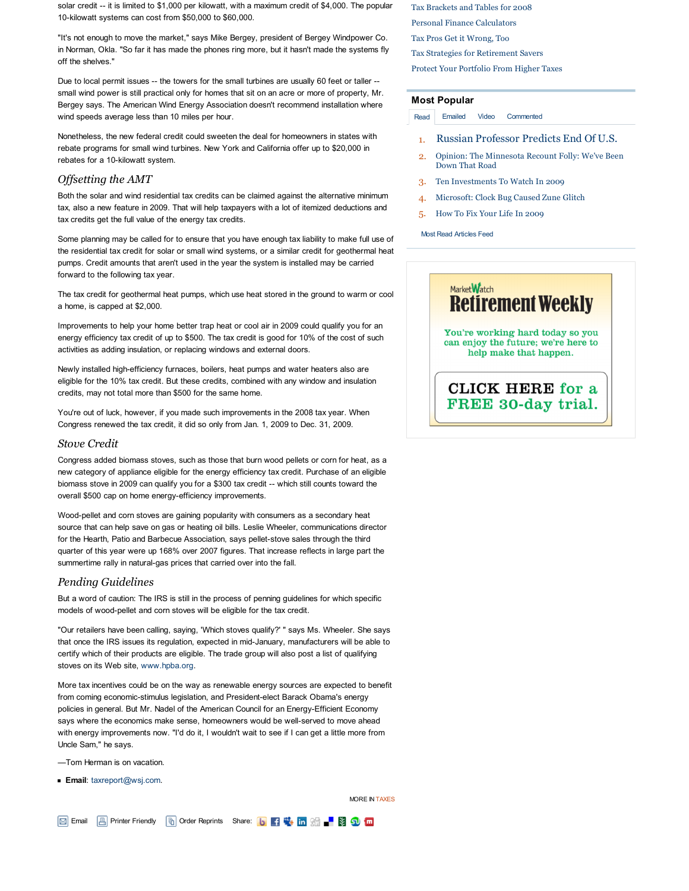solar credit -- it is limited to $1,000 per kilowatt, with a maximum credit of $4,000. The popular 10-kilowatt systems can cost from $50,000 to $60,000.

"It's not enough to move the market," says Mike Bergey, president of Bergey Windpower Co. in Norman, Okla. "So far it has made the phones ring more, but it hasn't made the systems fly off the shelves."

Due to local permit issues -- the towers for the small turbines are usually 60 feet or taller -- small wind power is still practical only for homes that sit on an acre or more of property, Mr. Bergey says. The American Wind Energy Association doesn't recommend installation where wind speeds average less than 10 miles per hour.

Nonetheless, the new federal credit could sweeten the deal for homeowners in states with rebate programs for small wind turbines. New York and California offer up to $20,000 in rebates for a 10-kilowatt system.

### *Offsetting the AMT*

Both the solar and wind residential tax credits can be claimed against the alternative minimum tax, also a new feature in 2009. That will help taxpayers with a lot of itemized deductions and tax credits get the full value of the energy tax credits.

Some planning may be called for to ensure that you have enough tax liability to make full use of the residential tax credit for solar or small wind systems, or a similar credit for geothermal heat pumps. Credit amounts that aren't used in the year the system is installed may be carried forward to the following tax year.

The tax credit for geothermal heat pumps, which use heat stored in the ground to warm or cool a home, is capped at $2,000.

Improvements to help your home better trap heat or cool air in 2009 could qualify you for an energy efficiency tax credit of up to $500. The tax credit is good for 10% of the cost of such activities as adding insulation, or replacing windows and external doors.

Newly installed high-efficiency furnaces, boilers, heat pumps and water heaters also are eligible for the 10% tax credit. But these credits, combined with any window and insulation credits, may not total more than $500 for the same home.

You're out of luck, however, if you made such improvements in the 2008 tax year. When Congress renewed the tax credit, it did so only from Jan. 1, 2009 to Dec. 31, 2009.

### *Stove Credit*

Congress added biomass stoves, such as those that burn wood pellets or corn for heat, as a new category of appliance eligible for the energy efficiency tax credit. Purchase of an eligible biomass stove in 2009 can qualify you for a $300 tax credit -- which still counts toward the overall $500 cap on home energy-efficiency improvements.

Wood-pellet and corn stoves are gaining popularity with consumers as a secondary heat source that can help save on gas or heating oil bills. Leslie Wheeler, communications director for the Hearth, Patio and Barbecue Association, says pellet-stove sales through the third quarter of this year were up 168% over 2007 figures. That increase reflects in large part the summertime rally in natural-gas prices that carried over into the fall.

### *Pending Guidelines*

But a word of caution: The IRS is still in the process of penning guidelines for which specific models of wood-pellet and corn stoves will be eligible for the tax credit.

"Our retailers have been calling, saying, 'Which stoves qualify?' " says Ms. Wheeler. She says that once the IRS issues its regulation, expected in mid-January, manufacturers will be able to certify which of their products are eligible. The trade group will also post a list of qualifying stoves on its Web site, www.hpba.org.

More tax incentives could be on the way as renewable energy sources are expected to benefit from coming economic-stimulus legislation, and President-elect Barack Obama's energy policies in general. But Mr. Nadel of the American Council for an Energy-Efficient Economy says where the economics make sense, homeowners would be well-served to move ahead with energy improvements now. "I'd do it, I wouldn't wait to see if I can get a little more from Uncle Sam," he says.

—Tom Herman is on vacation.

- **Email**: taxreport@wsj.com.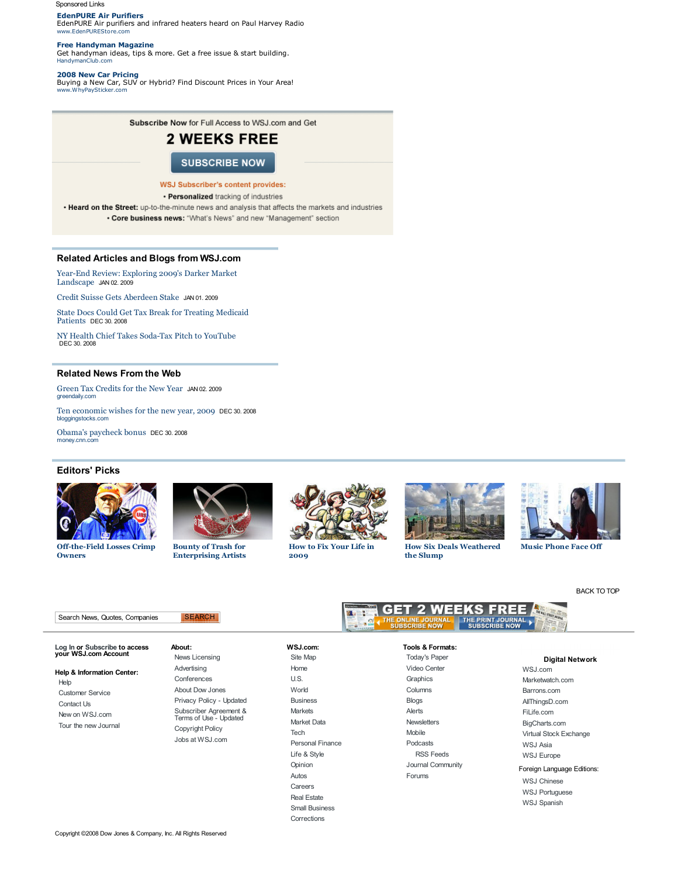Sponsored Links

**EdenPURE Air Purifiers**
EdenPURE Air purifiers and infrared heaters heard on Paul Harvey Radio
www.EdenPUREStore.com

**Free Handyman Magazine**
Get handyman ideas, tips & more. Get a free issue & start building.
HandymanClub.com

**2008 New Car Pricing**
Buying a New Car, SUV or Hybrid? Find Discount Prices in Your Area!
www.WhyPaySticker.com

**Subscribe Now** for Full Access to WSJ.com and Get

**2 WEEKS FREE**

SUBSCRIBE NOW

WSJ Subscriber's content provides:

- **Personalized** tracking of industries
- **Heard on the Street:** up-to-the-minute news and analysis that affects the markets and industries
- **Core business news:** "What's News" and new "Management" section

## Related Articles and Blogs from WSJ.com

Year-End Review: Exploring 2009's Darker Market Landscape JAN 02. 2009

Credit Suisse Gets Aberdeen Stake JAN 01. 2009

State Docs Could Get Tax Break for Treating Medicaid Patients DEC 30. 2008

NY Health Chief Takes Soda-Tax Pitch to YouTube DEC 30. 2008

## Related News From the Web

Green Tax Credits for the New Year JAN 02. 2009
greendaily.com

Ten economic wishes for the new year, 2009 DEC 30. 2008
bloggingstocks.com

Obama's paycheck bonus DEC 30. 2008
money.cnn.com

## Editors' Picks

**Off-the-Field Losses Crimp Owners**

**Bounty of Trash for Enterprising Artists**

**How to Fix Your Life in 2009**

**How Six Deals Weathered the Slump**

**Music Phone Face Off**

BACK TO TOP

Search News, Quotes, Companies SEARCH

GET 2 WEEKS FREE — THE ONLINE JOURNAL SUBSCRIBE NOW — THE PRINT JOURNAL SUBSCRIBE NOW

**Log In or Subscribe to access your WSJ.com Account**

**Help & Information Center:**
- Help
- Customer Service
- Contact Us
- New on WSJ.com
- Tour the new Journal

**About:**
- News Licensing
- Advertising
- Conferences
- About Dow Jones
- Privacy Policy - Updated
- Subscriber Agreement & Terms of Use - Updated
- Copyright Policy
- Jobs at WSJ.com

**WSJ.com:**
- Site Map
- Home
- U.S.
- World
- Business
- Markets
- Market Data
- Tech
- Personal Finance
- Life & Style
- Opinion
- Autos
- Careers
- Real Estate
- Small Business
- Corrections

**Tools & Formats:**
- Today's Paper
- Video Center
- Graphics
- Columns
- Blogs
- Alerts
- Newsletters
- Mobile
- Podcasts
  - RSS Feeds
- Journal Community
- Forums

**Digital Network**
- WSJ.com
- Marketwatch.com
- Barrons.com
- AllThingsD.com
- FiLife.com
- BigCharts.com
- Virtual Stock Exchange
- WSJ Asia
- WSJ Europe

Foreign Language Editions:
- WSJ Chinese
- WSJ Portuguese
- WSJ Spanish

Copyright ©2008 Dow Jones & Company, Inc. All Rights Reserved